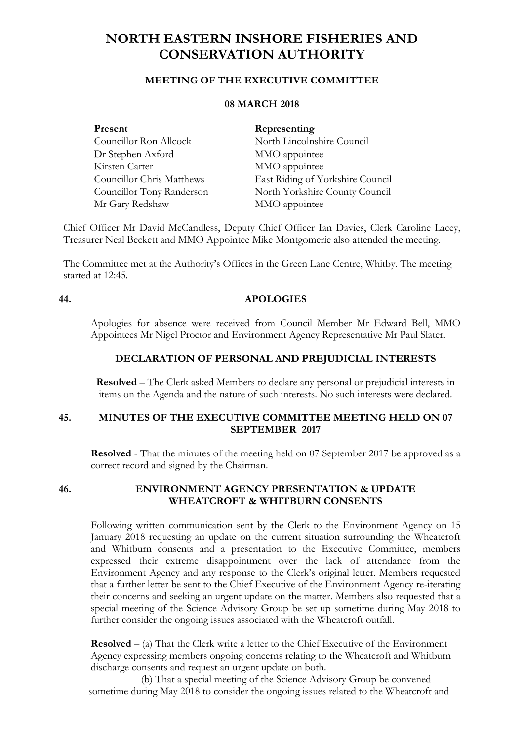# NORTH EASTERN INSHORE FISHERIES AND CONSERVATION AUTHORITY

## MEETING OF THE EXECUTIVE COMMITTEE

### 08 MARCH 2018

| **Present** | **Representing** |
|---|---|
| Councillor Ron Allcock | North Lincolnshire Council |
| Dr Stephen Axford | MMO appointee |
| Kirsten Carter | MMO appointee |
| Councillor Chris Matthews | East Riding of Yorkshire Council |
| Councillor Tony Randerson | North Yorkshire County Council |
| Mr Gary Redshaw | MMO appointee |

Chief Officer Mr David McCandless, Deputy Chief Officer Ian Davies, Clerk Caroline Lacey, Treasurer Neal Beckett and MMO Appointee Mike Montgomerie also attended the meeting.

The Committee met at the Authority's Offices in the Green Lane Centre, Whitby. The meeting started at 12:45.

### 44. APOLOGIES

Apologies for absence were received from Council Member Mr Edward Bell, MMO Appointees Mr Nigel Proctor and Environment Agency Representative Mr Paul Slater.

### DECLARATION OF PERSONAL AND PREJUDICIAL INTERESTS

**Resolved** – The Clerk asked Members to declare any personal or prejudicial interests in items on the Agenda and the nature of such interests. No such interests were declared.

### 45. MINUTES OF THE EXECUTIVE COMMITTEE MEETING HELD ON 07 SEPTEMBER 2017

**Resolved** - That the minutes of the meeting held on 07 September 2017 be approved as a correct record and signed by the Chairman.

### 46. ENVIRONMENT AGENCY PRESENTATION & UPDATE WHEATCROFT & WHITBURN CONSENTS

Following written communication sent by the Clerk to the Environment Agency on 15 January 2018 requesting an update on the current situation surrounding the Wheatcroft and Whitburn consents and a presentation to the Executive Committee, members expressed their extreme disappointment over the lack of attendance from the Environment Agency and any response to the Clerk's original letter. Members requested that a further letter be sent to the Chief Executive of the Environment Agency re-iterating their concerns and seeking an urgent update on the matter. Members also requested that a special meeting of the Science Advisory Group be set up sometime during May 2018 to further consider the ongoing issues associated with the Wheatcroft outfall.

**Resolved** – (a) That the Clerk write a letter to the Chief Executive of the Environment Agency expressing members ongoing concerns relating to the Wheatcroft and Whitburn discharge consents and request an urgent update on both.

(b) That a special meeting of the Science Advisory Group be convened sometime during May 2018 to consider the ongoing issues related to the Wheatcroft and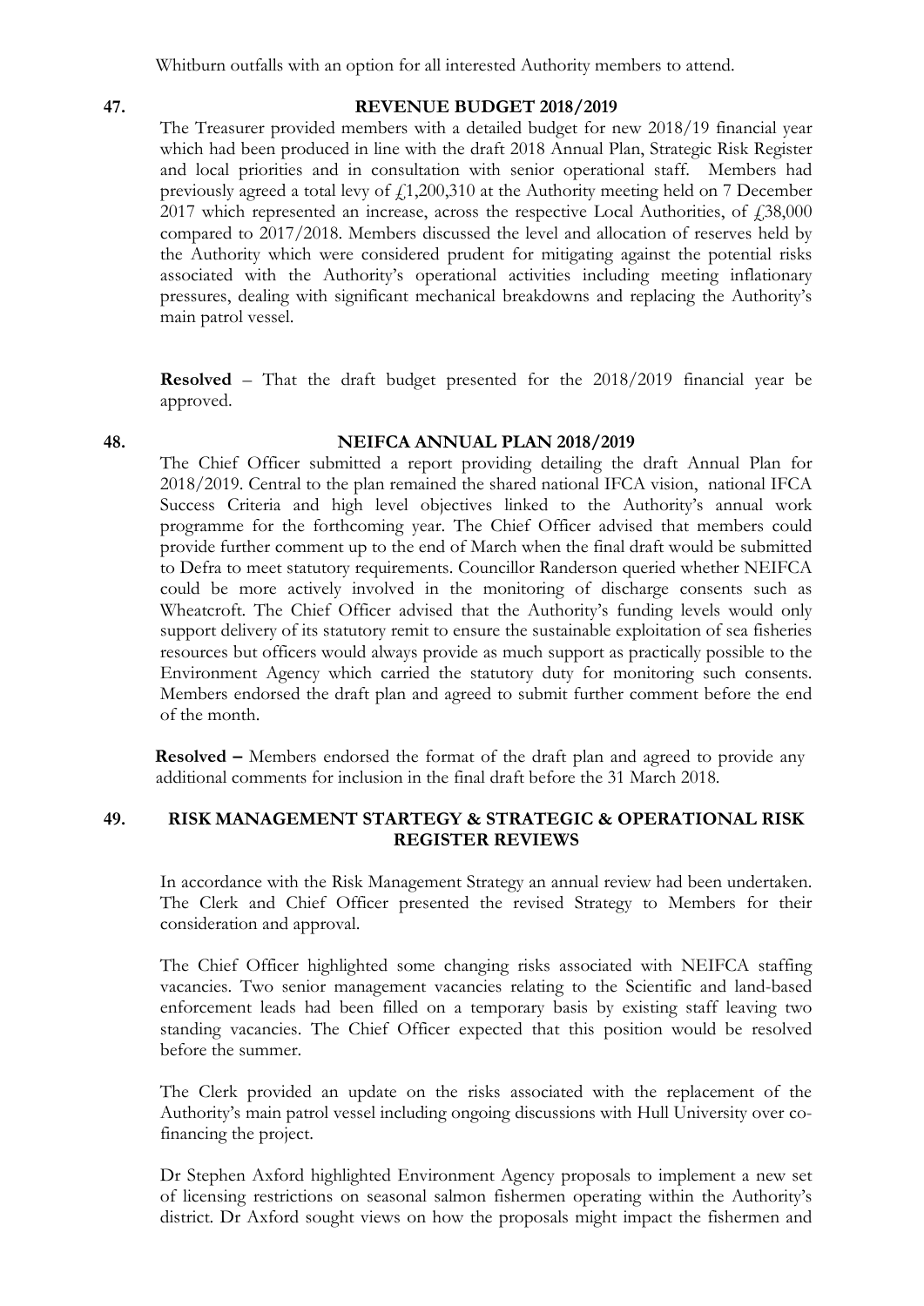Whitburn outfalls with an option for all interested Authority members to attend.

**47. REVENUE BUDGET 2018/2019**

The Treasurer provided members with a detailed budget for new 2018/19 financial year which had been produced in line with the draft 2018 Annual Plan, Strategic Risk Register and local priorities and in consultation with senior operational staff. Members had previously agreed a total levy of £1,200,310 at the Authority meeting held on 7 December 2017 which represented an increase, across the respective Local Authorities, of £38,000 compared to 2017/2018. Members discussed the level and allocation of reserves held by the Authority which were considered prudent for mitigating against the potential risks associated with the Authority's operational activities including meeting inflationary pressures, dealing with significant mechanical breakdowns and replacing the Authority's main patrol vessel.

**Resolved** – That the draft budget presented for the 2018/2019 financial year be approved.

**48. NEIFCA ANNUAL PLAN 2018/2019**

The Chief Officer submitted a report providing detailing the draft Annual Plan for 2018/2019. Central to the plan remained the shared national IFCA vision, national IFCA Success Criteria and high level objectives linked to the Authority's annual work programme for the forthcoming year. The Chief Officer advised that members could provide further comment up to the end of March when the final draft would be submitted to Defra to meet statutory requirements. Councillor Randerson queried whether NEIFCA could be more actively involved in the monitoring of discharge consents such as Wheatcroft. The Chief Officer advised that the Authority's funding levels would only support delivery of its statutory remit to ensure the sustainable exploitation of sea fisheries resources but officers would always provide as much support as practically possible to the Environment Agency which carried the statutory duty for monitoring such consents. Members endorsed the draft plan and agreed to submit further comment before the end of the month.

**Resolved –** Members endorsed the format of the draft plan and agreed to provide any additional comments for inclusion in the final draft before the 31 March 2018.

**49. RISK MANAGEMENT STARTEGY & STRATEGIC & OPERATIONAL RISK REGISTER REVIEWS**

In accordance with the Risk Management Strategy an annual review had been undertaken. The Clerk and Chief Officer presented the revised Strategy to Members for their consideration and approval.

The Chief Officer highlighted some changing risks associated with NEIFCA staffing vacancies. Two senior management vacancies relating to the Scientific and land-based enforcement leads had been filled on a temporary basis by existing staff leaving two standing vacancies. The Chief Officer expected that this position would be resolved before the summer.

The Clerk provided an update on the risks associated with the replacement of the Authority's main patrol vessel including ongoing discussions with Hull University over co-financing the project.

Dr Stephen Axford highlighted Environment Agency proposals to implement a new set of licensing restrictions on seasonal salmon fishermen operating within the Authority's district. Dr Axford sought views on how the proposals might impact the fishermen and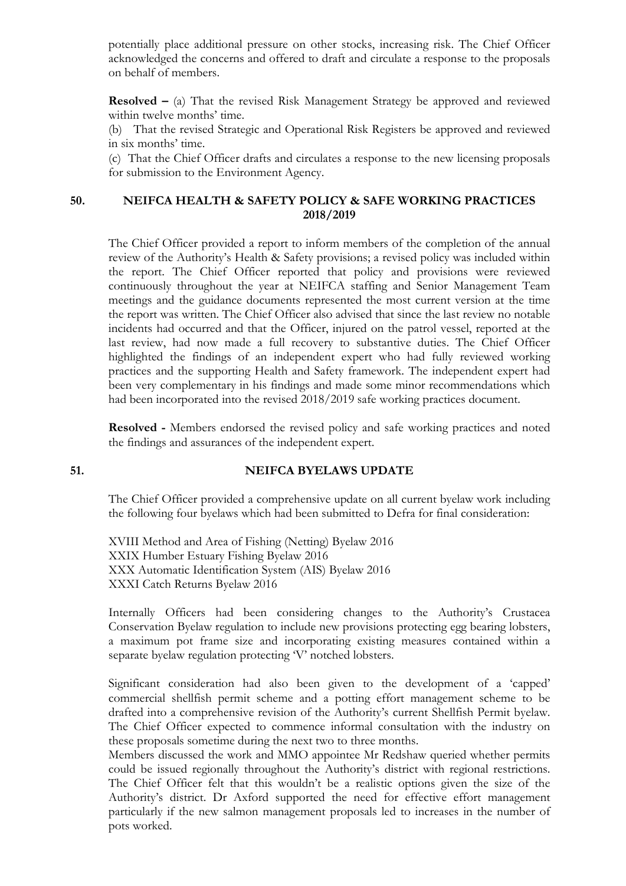potentially place additional pressure on other stocks, increasing risk. The Chief Officer acknowledged the concerns and offered to draft and circulate a response to the proposals on behalf of members.

**Resolved –** (a) That the revised Risk Management Strategy be approved and reviewed within twelve months' time.

(b) That the revised Strategic and Operational Risk Registers be approved and reviewed in six months' time.

(c) That the Chief Officer drafts and circulates a response to the new licensing proposals for submission to the Environment Agency.

## 50. NEIFCA HEALTH & SAFETY POLICY & SAFE WORKING PRACTICES 2018/2019

The Chief Officer provided a report to inform members of the completion of the annual review of the Authority's Health & Safety provisions; a revised policy was included within the report. The Chief Officer reported that policy and provisions were reviewed continuously throughout the year at NEIFCA staffing and Senior Management Team meetings and the guidance documents represented the most current version at the time the report was written. The Chief Officer also advised that since the last review no notable incidents had occurred and that the Officer, injured on the patrol vessel, reported at the last review, had now made a full recovery to substantive duties. The Chief Officer highlighted the findings of an independent expert who had fully reviewed working practices and the supporting Health and Safety framework. The independent expert had been very complementary in his findings and made some minor recommendations which had been incorporated into the revised 2018/2019 safe working practices document.

**Resolved -** Members endorsed the revised policy and safe working practices and noted the findings and assurances of the independent expert.

## 51. NEIFCA BYELAWS UPDATE

The Chief Officer provided a comprehensive update on all current byelaw work including the following four byelaws which had been submitted to Defra for final consideration:

XVIII Method and Area of Fishing (Netting) Byelaw 2016
XXIX Humber Estuary Fishing Byelaw 2016
XXX Automatic Identification System (AIS) Byelaw 2016
XXXI Catch Returns Byelaw 2016

Internally Officers had been considering changes to the Authority's Crustacea Conservation Byelaw regulation to include new provisions protecting egg bearing lobsters, a maximum pot frame size and incorporating existing measures contained within a separate byelaw regulation protecting 'V' notched lobsters.

Significant consideration had also been given to the development of a 'capped' commercial shellfish permit scheme and a potting effort management scheme to be drafted into a comprehensive revision of the Authority's current Shellfish Permit byelaw. The Chief Officer expected to commence informal consultation with the industry on these proposals sometime during the next two to three months.

Members discussed the work and MMO appointee Mr Redshaw queried whether permits could be issued regionally throughout the Authority's district with regional restrictions. The Chief Officer felt that this wouldn't be a realistic options given the size of the Authority's district. Dr Axford supported the need for effective effort management particularly if the new salmon management proposals led to increases in the number of pots worked.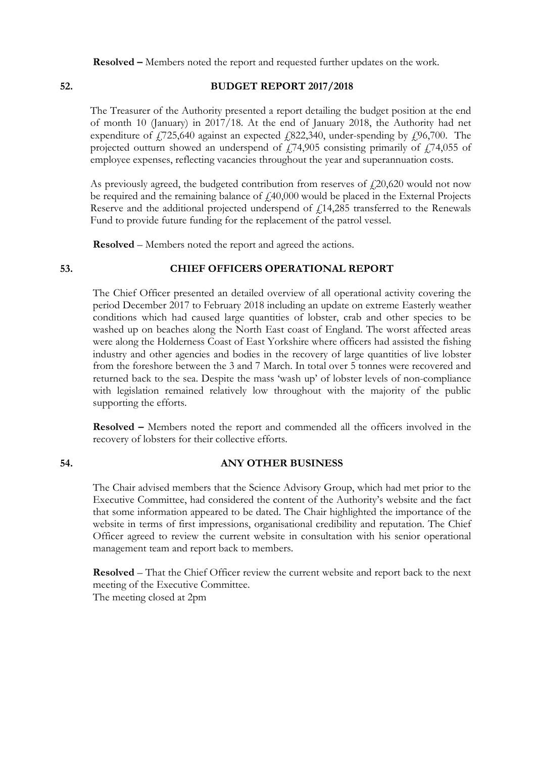**Resolved –** Members noted the report and requested further updates on the work.

## 52. BUDGET REPORT 2017/2018

The Treasurer of the Authority presented a report detailing the budget position at the end of month 10 (January) in 2017/18. At the end of January 2018, the Authority had net expenditure of £725,640 against an expected £822,340, under-spending by £96,700. The projected outturn showed an underspend of £74,905 consisting primarily of £74,055 of employee expenses, reflecting vacancies throughout the year and superannuation costs.

As previously agreed, the budgeted contribution from reserves of £20,620 would not now be required and the remaining balance of £40,000 would be placed in the External Projects Reserve and the additional projected underspend of £14,285 transferred to the Renewals Fund to provide future funding for the replacement of the patrol vessel.

**Resolved** – Members noted the report and agreed the actions.

## 53. CHIEF OFFICERS OPERATIONAL REPORT

The Chief Officer presented an detailed overview of all operational activity covering the period December 2017 to February 2018 including an update on extreme Easterly weather conditions which had caused large quantities of lobster, crab and other species to be washed up on beaches along the North East coast of England. The worst affected areas were along the Holderness Coast of East Yorkshire where officers had assisted the fishing industry and other agencies and bodies in the recovery of large quantities of live lobster from the foreshore between the 3 and 7 March. In total over 5 tonnes were recovered and returned back to the sea. Despite the mass 'wash up' of lobster levels of non-compliance with legislation remained relatively low throughout with the majority of the public supporting the efforts.

**Resolved –** Members noted the report and commended all the officers involved in the recovery of lobsters for their collective efforts.

## 54. ANY OTHER BUSINESS

The Chair advised members that the Science Advisory Group, which had met prior to the Executive Committee, had considered the content of the Authority's website and the fact that some information appeared to be dated. The Chair highlighted the importance of the website in terms of first impressions, organisational credibility and reputation. The Chief Officer agreed to review the current website in consultation with his senior operational management team and report back to members.

**Resolved** – That the Chief Officer review the current website and report back to the next meeting of the Executive Committee.

The meeting closed at 2pm